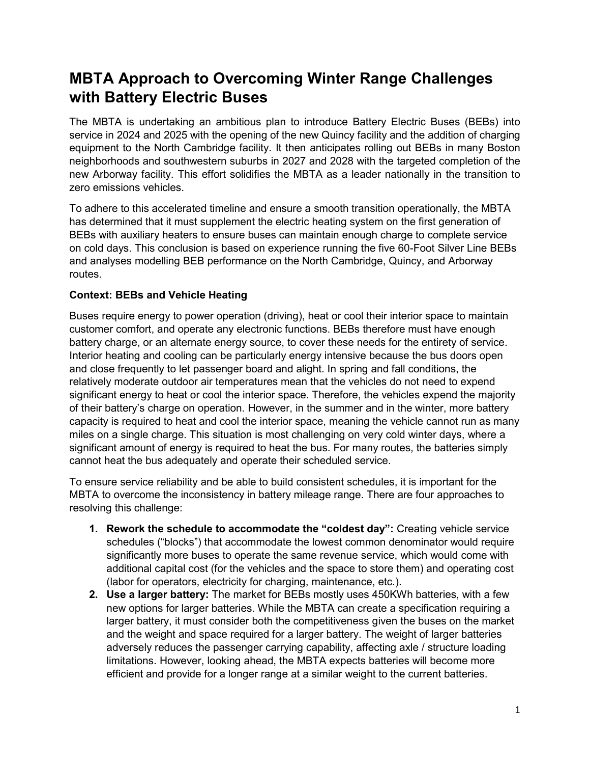# MBTA Approach to Overcoming Winter Range Challenges with Battery Electric Buses

The MBTA is undertaking an ambitious plan to introduce Battery Electric Buses (BEBs) into service in 2024 and 2025 with the opening of the new Quincy facility and the addition of charging equipment to the North Cambridge facility. It then anticipates rolling out BEBs in many Boston neighborhoods and southwestern suburbs in 2027 and 2028 with the targeted completion of the new Arborway facility. This effort solidifies the MBTA as a leader nationally in the transition to zero emissions vehicles.

To adhere to this accelerated timeline and ensure a smooth transition operationally, the MBTA has determined that it must supplement the electric heating system on the first generation of BEBs with auxiliary heaters to ensure buses can maintain enough charge to complete service on cold days. This conclusion is based on experience running the five 60-Foot Silver Line BEBs and analyses modelling BEB performance on the North Cambridge, Quincy, and Arborway routes.

**Context: BEBs and Vehicle Heating**

Buses require energy to power operation (driving), heat or cool their interior space to maintain customer comfort, and operate any electronic functions. BEBs therefore must have enough battery charge, or an alternate energy source, to cover these needs for the entirety of service. Interior heating and cooling can be particularly energy intensive because the bus doors open and close frequently to let passenger board and alight. In spring and fall conditions, the relatively moderate outdoor air temperatures mean that the vehicles do not need to expend significant energy to heat or cool the interior space. Therefore, the vehicles expend the majority of their battery's charge on operation. However, in the summer and in the winter, more battery capacity is required to heat and cool the interior space, meaning the vehicle cannot run as many miles on a single charge. This situation is most challenging on very cold winter days, where a significant amount of energy is required to heat the bus. For many routes, the batteries simply cannot heat the bus adequately and operate their scheduled service.

To ensure service reliability and be able to build consistent schedules, it is important for the MBTA to overcome the inconsistency in battery mileage range. There are four approaches to resolving this challenge:

1. **Rework the schedule to accommodate the "coldest day":** Creating vehicle service schedules ("blocks") that accommodate the lowest common denominator would require significantly more buses to operate the same revenue service, which would come with additional capital cost (for the vehicles and the space to store them) and operating cost (labor for operators, electricity for charging, maintenance, etc.).
2. **Use a larger battery:** The market for BEBs mostly uses 450KWh batteries, with a few new options for larger batteries. While the MBTA can create a specification requiring a larger battery, it must consider both the competitiveness given the buses on the market and the weight and space required for a larger battery. The weight of larger batteries adversely reduces the passenger carrying capability, affecting axle / structure loading limitations. However, looking ahead, the MBTA expects batteries will become more efficient and provide for a longer range at a similar weight to the current batteries.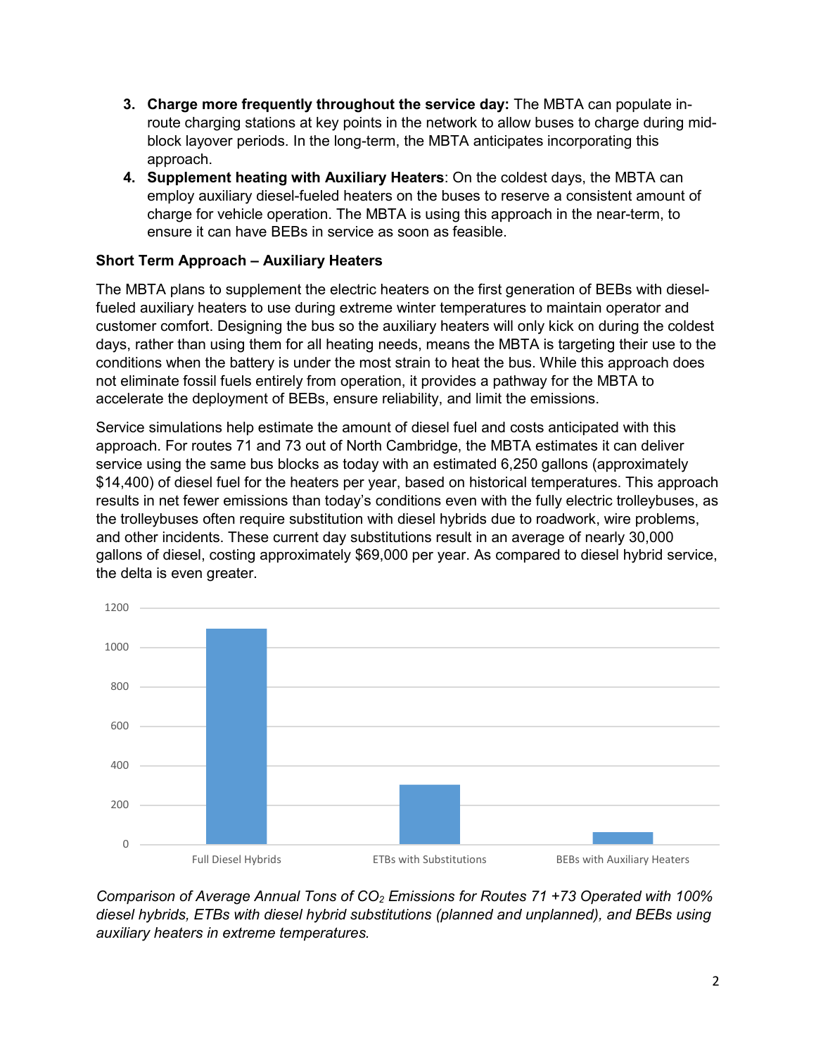3. **Charge more frequently throughout the service day:** The MBTA can populate in-route charging stations at key points in the network to allow buses to charge during mid-block layover periods. In the long-term, the MBTA anticipates incorporating this approach.
4. **Supplement heating with Auxiliary Heaters**: On the coldest days, the MBTA can employ auxiliary diesel-fueled heaters on the buses to reserve a consistent amount of charge for vehicle operation. The MBTA is using this approach in the near-term, to ensure it can have BEBs in service as soon as feasible.

**Short Term Approach – Auxiliary Heaters**

The MBTA plans to supplement the electric heaters on the first generation of BEBs with diesel-fueled auxiliary heaters to use during extreme winter temperatures to maintain operator and customer comfort. Designing the bus so the auxiliary heaters will only kick on during the coldest days, rather than using them for all heating needs, means the MBTA is targeting their use to the conditions when the battery is under the most strain to heat the bus. While this approach does not eliminate fossil fuels entirely from operation, it provides a pathway for the MBTA to accelerate the deployment of BEBs, ensure reliability, and limit the emissions.

Service simulations help estimate the amount of diesel fuel and costs anticipated with this approach. For routes 71 and 73 out of North Cambridge, the MBTA estimates it can deliver service using the same bus blocks as today with an estimated 6,250 gallons (approximately $14,400) of diesel fuel for the heaters per year, based on historical temperatures. This approach results in net fewer emissions than today's conditions even with the fully electric trolleybuses, as the trolleybuses often require substitution with diesel hybrids due to roadwork, wire problems, and other incidents. These current day substitutions result in an average of nearly 30,000 gallons of diesel, costing approximately $69,000 per year. As compared to diesel hybrid service, the delta is even greater.

*Comparison of Average Annual Tons of $CO_2$ Emissions for Routes 71 +73 Operated with 100% diesel hybrids, ETBs with diesel hybrid substitutions (planned and unplanned), and BEBs using auxiliary heaters in extreme temperatures.*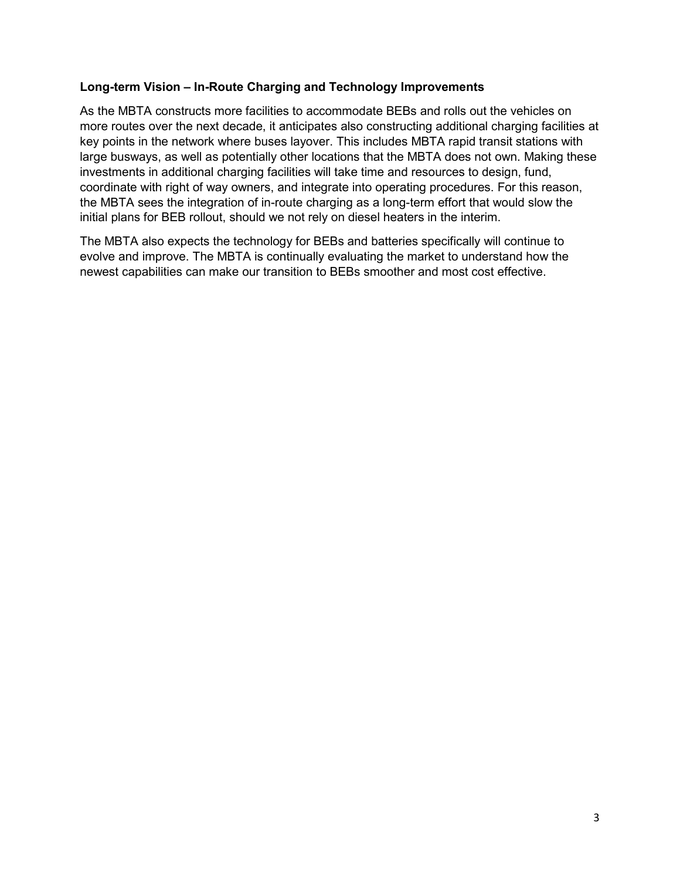**Long-term Vision – In-Route Charging and Technology Improvements**

As the MBTA constructs more facilities to accommodate BEBs and rolls out the vehicles on more routes over the next decade, it anticipates also constructing additional charging facilities at key points in the network where buses layover. This includes MBTA rapid transit stations with large busways, as well as potentially other locations that the MBTA does not own. Making these investments in additional charging facilities will take time and resources to design, fund, coordinate with right of way owners, and integrate into operating procedures. For this reason, the MBTA sees the integration of in-route charging as a long-term effort that would slow the initial plans for BEB rollout, should we not rely on diesel heaters in the interim.

The MBTA also expects the technology for BEBs and batteries specifically will continue to evolve and improve. The MBTA is continually evaluating the market to understand how the newest capabilities can make our transition to BEBs smoother and most cost effective.